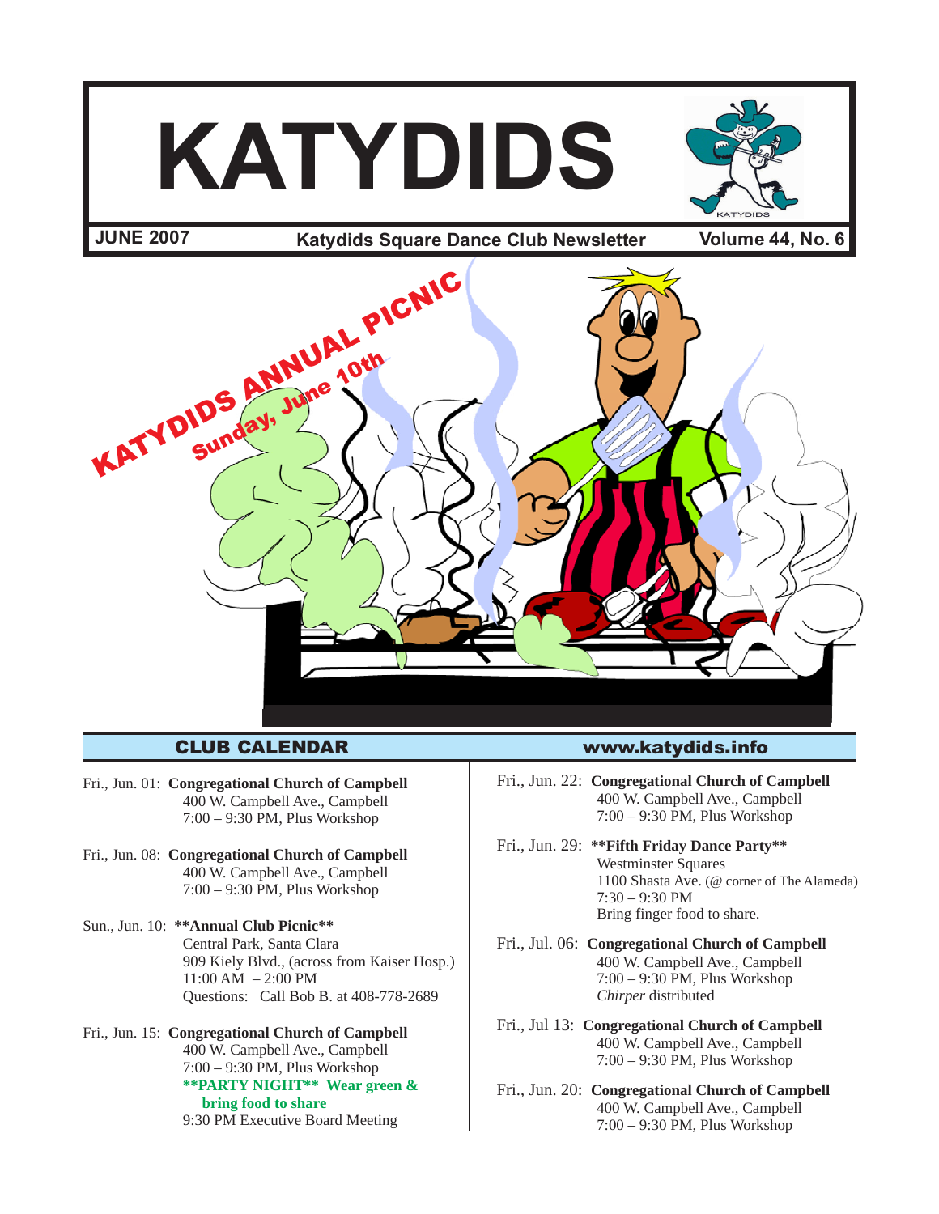# KATYDIDS

**JUNE 2007** | **Katydids Square Dance Club Newsletter** | **Volume 44, No. 6**

KATYDIDS ANNUAL PICNIC
Sunday, June 10th

## CLUB CALENDAR

**www.katydids.info**

Fri., Jun. 01: **Congregational Church of Campbell**
400 W. Campbell Ave., Campbell
7:00 – 9:30 PM, Plus Workshop

Fri., Jun. 08: **Congregational Church of Campbell**
400 W. Campbell Ave., Campbell
7:00 – 9:30 PM, Plus Workshop

Sun., Jun. 10: **\*\*Annual Club Picnic\*\***
Central Park, Santa Clara
909 Kiely Blvd., (across from Kaiser Hosp.)
11:00 AM – 2:00 PM
Questions: Call Bob B. at 408-778-2689

Fri., Jun. 15: **Congregational Church of Campbell**
400 W. Campbell Ave., Campbell
7:00 – 9:30 PM, Plus Workshop
**\*\*PARTY NIGHT\*\* Wear green & bring food to share**
9:30 PM Executive Board Meeting

Fri., Jun. 22: **Congregational Church of Campbell**
400 W. Campbell Ave., Campbell
7:00 – 9:30 PM, Plus Workshop

Fri., Jun. 29: **\*\*Fifth Friday Dance Party\*\***
Westminster Squares
1100 Shasta Ave. (@ corner of The Alameda)
7:30 – 9:30 PM
Bring finger food to share.

Fri., Jul. 06: **Congregational Church of Campbell**
400 W. Campbell Ave., Campbell
7:00 – 9:30 PM, Plus Workshop
*Chirper* distributed

Fri., Jul 13: **Congregational Church of Campbell**
400 W. Campbell Ave., Campbell
7:00 – 9:30 PM, Plus Workshop

Fri., Jun. 20: **Congregational Church of Campbell**
400 W. Campbell Ave., Campbell
7:00 – 9:30 PM, Plus Workshop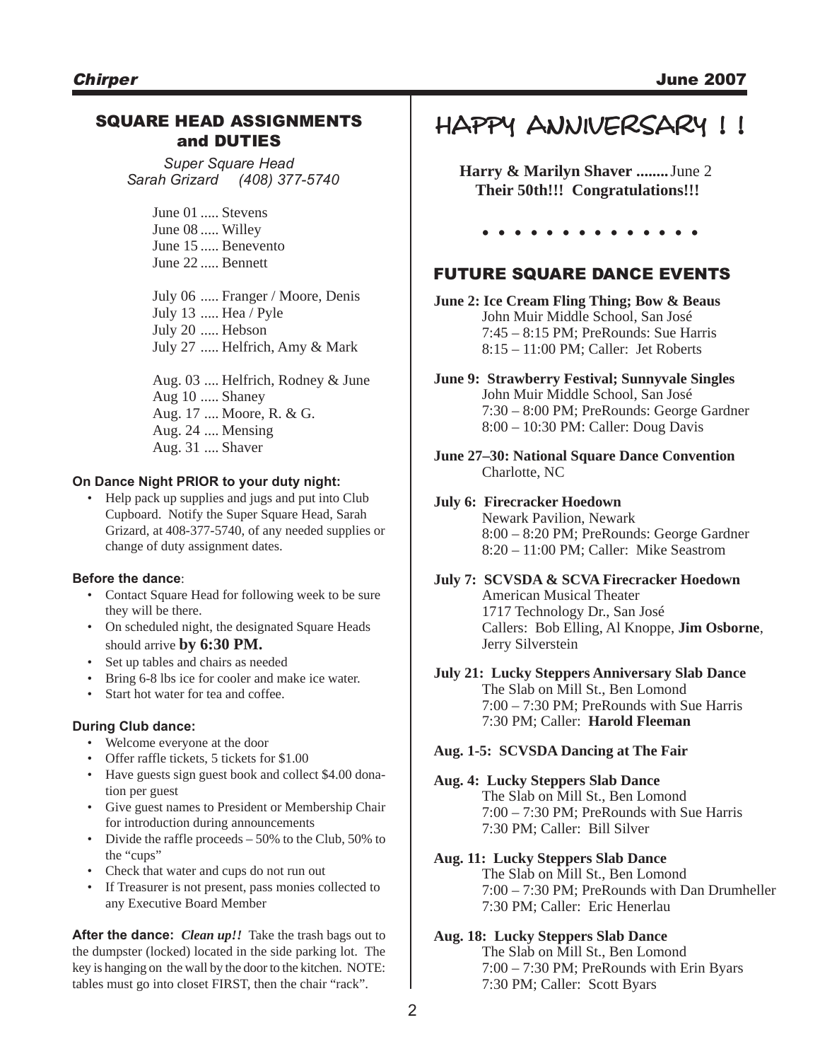## SQUARE HEAD ASSIGNMENTS and DUTIES

*Super Square Head*
*Sarah Grizard (408) 377-5740*

June 01 ..... Stevens
June 08 ..... Willey
June 15 ..... Benevento
June 22 ..... Bennett

July 06 ..... Franger / Moore, Denis
July 13 ..... Hea / Pyle
July 20 ..... Hebson
July 27 ..... Helfrich, Amy & Mark

Aug. 03 .... Helfrich, Rodney & June
Aug 10 ..... Shaney
Aug. 17 .... Moore, R. & G.
Aug. 24 .... Mensing
Aug. 31 .... Shaver

**On Dance Night PRIOR to your duty night:**

- Help pack up supplies and jugs and put into Club Cupboard. Notify the Super Square Head, Sarah Grizard, at 408-377-5740, of any needed supplies or change of duty assignment dates.

**Before the dance**:

- Contact Square Head for following week to be sure they will be there.
- On scheduled night, the designated Square Heads should arrive **by 6:30 PM.**
- Set up tables and chairs as needed
- Bring 6-8 lbs ice for cooler and make ice water.
- Start hot water for tea and coffee.

**During Club dance:**

- Welcome everyone at the door
- Offer raffle tickets, 5 tickets for $1.00
- Have guests sign guest book and collect $4.00 donation per guest
- Give guest names to President or Membership Chair for introduction during announcements
- Divide the raffle proceeds – 50% to the Club, 50% to the "cups"
- Check that water and cups do not run out
- If Treasurer is not present, pass monies collected to any Executive Board Member

**After the dance:** ***Clean up!!*** Take the trash bags out to the dumpster (locked) located in the side parking lot. The key is hanging on the wall by the door to the kitchen. NOTE: tables must go into closet FIRST, then the chair "rack".

# HAPPY ANNIVERSARY ! !

**Harry & Marilyn Shaver ........** June 2
**Their 50th!!! Congratulations!!!**

• • • • • • • • • • • • • •

## FUTURE SQUARE DANCE EVENTS

**June 2: Ice Cream Fling Thing; Bow & Beaus**
John Muir Middle School, San José
7:45 – 8:15 PM; PreRounds: Sue Harris
8:15 – 11:00 PM; Caller: Jet Roberts

**June 9: Strawberry Festival; Sunnyvale Singles**
John Muir Middle School, San José
7:30 – 8:00 PM; PreRounds: George Gardner
8:00 – 10:30 PM: Caller: Doug Davis

**June 27–30: National Square Dance Convention**
Charlotte, NC

**July 6: Firecracker Hoedown**
Newark Pavilion, Newark
8:00 – 8:20 PM; PreRounds: George Gardner
8:20 – 11:00 PM; Caller: Mike Seastrom

**July 7: SCVSDA & SCVA Firecracker Hoedown**
American Musical Theater
1717 Technology Dr., San José
Callers: Bob Elling, Al Knoppe, **Jim Osborne**, Jerry Silverstein

**July 21: Lucky Steppers Anniversary Slab Dance**
The Slab on Mill St., Ben Lomond
7:00 – 7:30 PM; PreRounds with Sue Harris
7:30 PM; Caller: **Harold Fleeman**

**Aug. 1-5: SCVSDA Dancing at The Fair**

**Aug. 4: Lucky Steppers Slab Dance**
The Slab on Mill St., Ben Lomond
7:00 – 7:30 PM; PreRounds with Sue Harris
7:30 PM; Caller: Bill Silver

**Aug. 11: Lucky Steppers Slab Dance**
The Slab on Mill St., Ben Lomond
7:00 – 7:30 PM; PreRounds with Dan Drumheller
7:30 PM; Caller: Eric Henerlau

**Aug. 18: Lucky Steppers Slab Dance**
The Slab on Mill St., Ben Lomond
7:00 – 7:30 PM; PreRounds with Erin Byars
7:30 PM; Caller: Scott Byars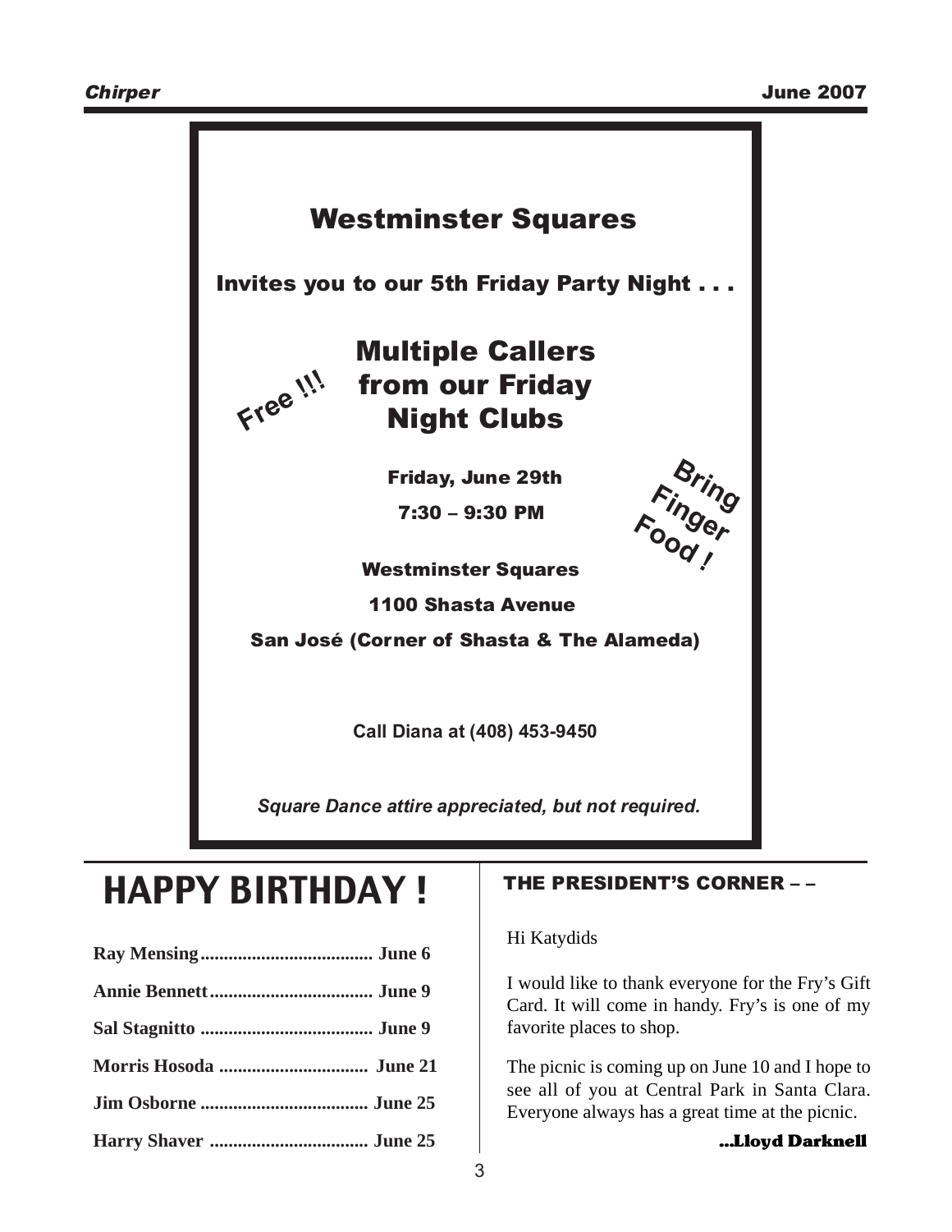# Westminster Squares

**Invites you to our 5th Friday Party Night . . .**

*Free !!!*

## Multiple Callers from our Friday Night Clubs

**Friday, June 29th**

**7:30 – 9:30 PM**

**Bring Finger Food !**

**Westminster Squares**

**1100 Shasta Avenue**

**San José (Corner of Shasta & The Alameda)**

**Call Diana at (408) 453-9450**

***Square Dance attire appreciated, but not required.***

# HAPPY BIRTHDAY !

**Ray Mensing.................................... June 6**

**Annie Bennett.................................. June 9**

**Sal Stagnitto .................................... June 9**

**Morris Hosoda ................................ June 21**

**Jim Osborne ................................... June 25**

**Harry Shaver ................................. June 25**

## THE PRESIDENT'S CORNER – –

Hi Katydids

I would like to thank everyone for the Fry's Gift Card. It will come in handy. Fry's is one of my favorite places to shop.

The picnic is coming up on June 10 and I hope to see all of you at Central Park in Santa Clara. Everyone always has a great time at the picnic.

**...Lloyd Darknell**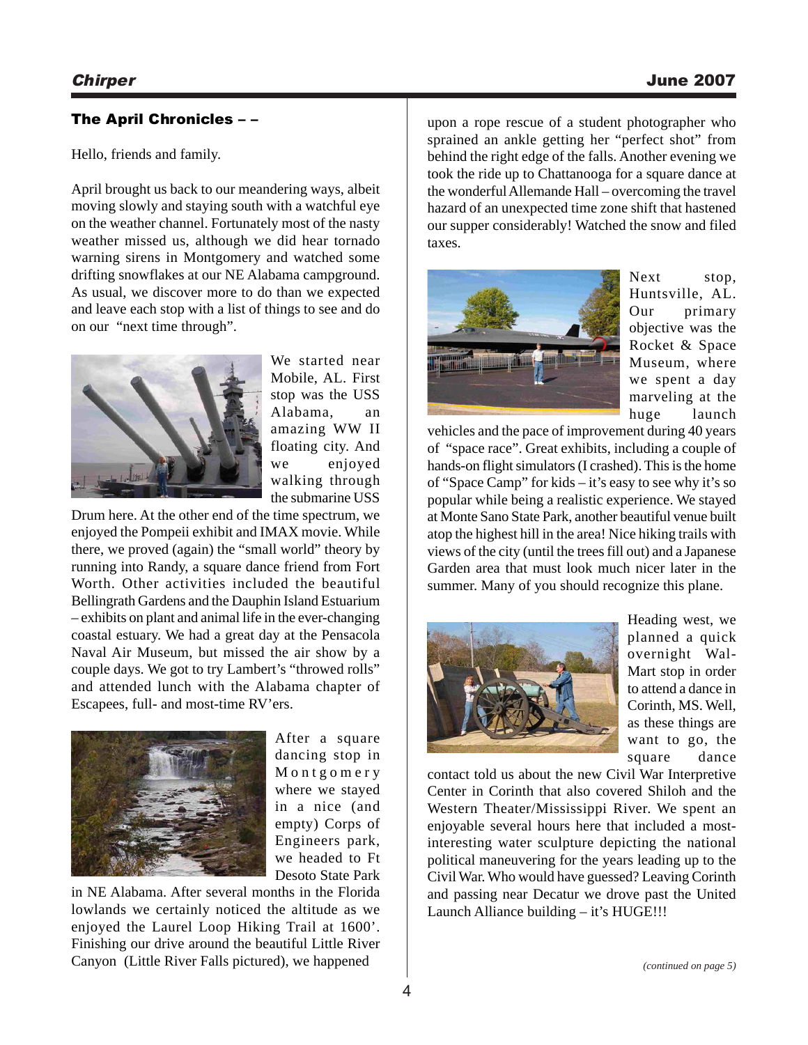## The April Chronicles – –

Hello, friends and family.

April brought us back to our meandering ways, albeit moving slowly and staying south with a watchful eye on the weather channel. Fortunately most of the nasty weather missed us, although we did hear tornado warning sirens in Montgomery and watched some drifting snowflakes at our NE Alabama campground. As usual, we discover more to do than we expected and leave each stop with a list of things to see and do on our "next time through".

We started near Mobile, AL. First stop was the USS Alabama, an amazing WW II floating city. And we enjoyed walking through the submarine USS Drum here. At the other end of the time spectrum, we enjoyed the Pompeii exhibit and IMAX movie. While there, we proved (again) the "small world" theory by running into Randy, a square dance friend from Fort Worth. Other activities included the beautiful Bellingrath Gardens and the Dauphin Island Estuarium – exhibits on plant and animal life in the ever-changing coastal estuary. We had a great day at the Pensacola Naval Air Museum, but missed the air show by a couple days. We got to try Lambert's "throwed rolls" and attended lunch with the Alabama chapter of Escapees, full- and most-time RV'ers.

After a square dancing stop in Montgomery where we stayed in a nice (and empty) Corps of Engineers park, we headed to Ft Desoto State Park in NE Alabama. After several months in the Florida lowlands we certainly noticed the altitude as we enjoyed the Laurel Loop Hiking Trail at 1600'. Finishing our drive around the beautiful Little River Canyon (Little River Falls pictured), we happened upon a rope rescue of a student photographer who sprained an ankle getting her "perfect shot" from behind the right edge of the falls. Another evening we took the ride up to Chattanooga for a square dance at the wonderful Allemande Hall – overcoming the travel hazard of an unexpected time zone shift that hastened our supper considerably! Watched the snow and filed taxes.

Next stop, Huntsville, AL. Our primary objective was the Rocket & Space Museum, where we spent a day marveling at the huge launch vehicles and the pace of improvement during 40 years of "space race". Great exhibits, including a couple of hands-on flight simulators (I crashed). This is the home of "Space Camp" for kids – it's easy to see why it's so popular while being a realistic experience. We stayed at Monte Sano State Park, another beautiful venue built atop the highest hill in the area! Nice hiking trails with views of the city (until the trees fill out) and a Japanese Garden area that must look much nicer later in the summer. Many of you should recognize this plane.

Heading west, we planned a quick overnight Wal-Mart stop in order to attend a dance in Corinth, MS. Well, as these things are want to go, the square dance contact told us about the new Civil War Interpretive Center in Corinth that also covered Shiloh and the Western Theater/Mississippi River. We spent an enjoyable several hours here that included a most-interesting water sculpture depicting the national political maneuvering for the years leading up to the Civil War. Who would have guessed? Leaving Corinth and passing near Decatur we drove past the United Launch Alliance building – it's HUGE!!!

*(continued on page 5)*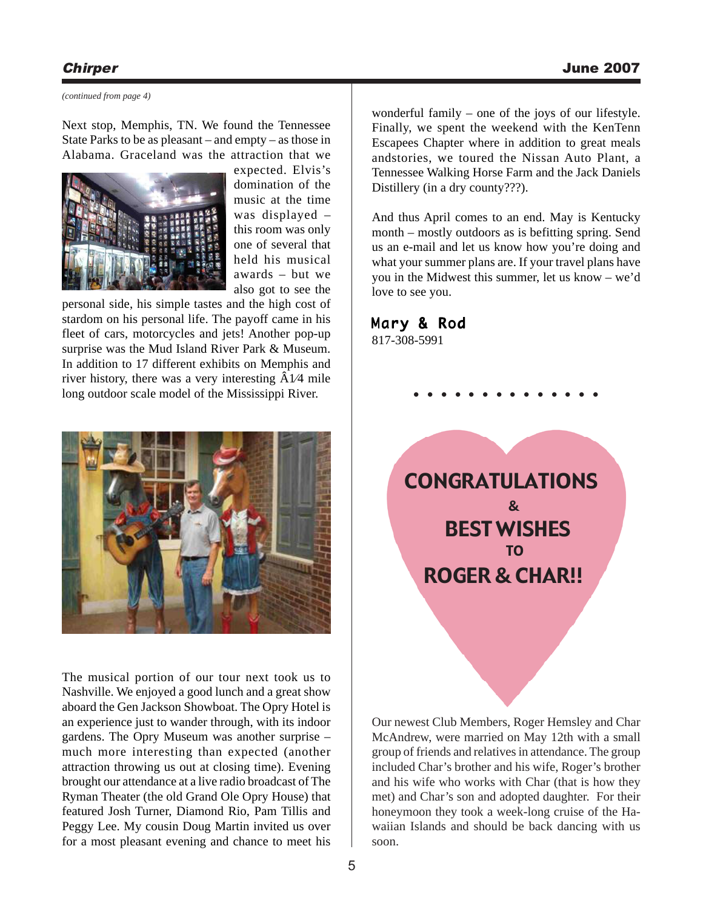*(continued from page 4)*

Next stop, Memphis, TN. We found the Tennessee State Parks to be as pleasant – and empty – as those in Alabama. Graceland was the attraction that we expected. Elvis's domination of the music at the time was displayed – this room was only one of several that held his musical awards – but we also got to see the personal side, his simple tastes and the high cost of stardom on his personal life. The payoff came in his fleet of cars, motorcycles and jets! Another pop-up surprise was the Mud Island River Park & Museum. In addition to 17 different exhibits on Memphis and river history, there was a very interesting Â1⁄4 mile long outdoor scale model of the Mississippi River.

The musical portion of our tour next took us to Nashville. We enjoyed a good lunch and a great show aboard the Gen Jackson Showboat. The Opry Hotel is an experience just to wander through, with its indoor gardens. The Opry Museum was another surprise – much more interesting than expected (another attraction throwing us out at closing time). Evening brought our attendance at a live radio broadcast of The Ryman Theater (the old Grand Ole Opry House) that featured Josh Turner, Diamond Rio, Pam Tillis and Peggy Lee. My cousin Doug Martin invited us over for a most pleasant evening and chance to meet his wonderful family – one of the joys of our lifestyle. Finally, we spent the weekend with the KenTenn Escapees Chapter where in addition to great meals andstories, we toured the Nissan Auto Plant, a Tennessee Walking Horse Farm and the Jack Daniels Distillery (in a dry county???).

And thus April comes to an end. May is Kentucky month – mostly outdoors as is befitting spring. Send us an e-mail and let us know how you're doing and what your summer plans are. If your travel plans have you in the Midwest this summer, let us know – we'd love to see you.

**Mary & Rod**
817-308-5991

• • • • • • • • • • • • • •

**CONGRATULATIONS**
**&**
**BEST WISHES**
**TO**
**ROGER & CHAR!!**

Our newest Club Members, Roger Hemsley and Char McAndrew, were married on May 12th with a small group of friends and relatives in attendance. The group included Char's brother and his wife, Roger's brother and his wife who works with Char (that is how they met) and Char's son and adopted daughter. For their honeymoon they took a week-long cruise of the Hawaiian Islands and should be back dancing with us soon.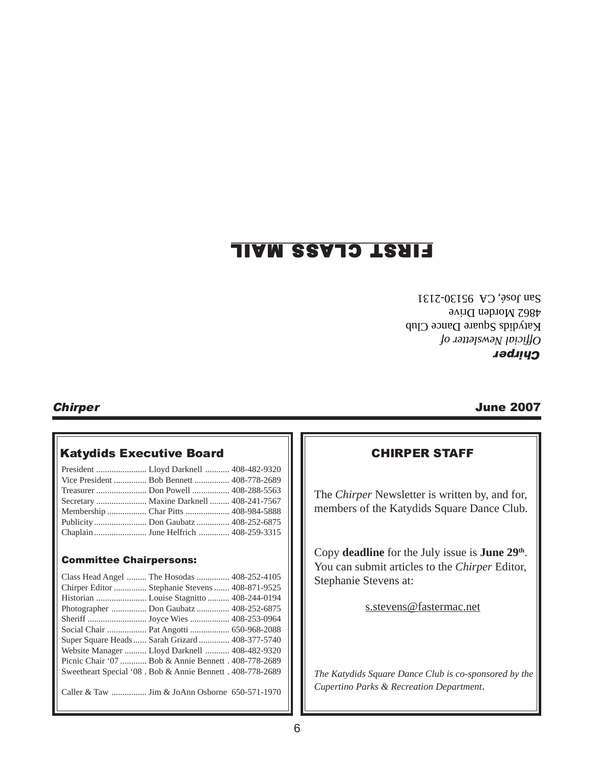FIRST CLASS MAIL

***Chirper***
*Official Newsletter of*
Katydids Square Dance Club
4862 Morden Drive
San José, CA 95130-2131

## Katydids Executive Board

| | | |
|---|---|---|
| President | Lloyd Darknell | 408-482-9320 |
| Vice President | Bob Bennett | 408-778-2689 |
| Treasurer | Don Powell | 408-288-5563 |
| Secretary | Maxine Darknell | 408-241-7567 |
| Membership | Char Pitts | 408-984-5888 |
| Publicity | Don Gaubatz | 408-252-6875 |
| Chaplain | June Helfrich | 408-259-3315 |

### Committee Chairpersons:

| | | |
|---|---|---|
| Class Head Angel | The Hosodas | 408-252-4105 |
| Chirper Editor | Stephanie Stevens | 408-871-9525 |
| Historian | Louise Stagnitto | 408-244-0194 |
| Photographer | Don Gaubatz | 408-252-6875 |
| Sheriff | Joyce Wies | 408-253-0964 |
| Social Chair | Pat Angotti | 650-968-2088 |
| Super Square Heads | Sarah Grizard | 408-377-5740 |
| Website Manager | Lloyd Darknell | 408-482-9320 |
| Picnic Chair '07 | Bob & Annie Bennett | 408-778-2689 |
| Sweetheart Special '08 | Bob & Annie Bennett | 408-778-2689 |
| Caller & Taw | Jim & JoAnn Osborne | 650-571-1970 |

## CHIRPER STAFF

The *Chirper* Newsletter is written by, and for, members of the Katydids Square Dance Club.

Copy **deadline** for the July issue is **June 29th**. You can submit articles to the *Chirper* Editor, Stephanie Stevens at:

s.stevens@fastermac.net

*The Katydids Square Dance Club is co-sponsored by the Cupertino Parks & Recreation Department.*